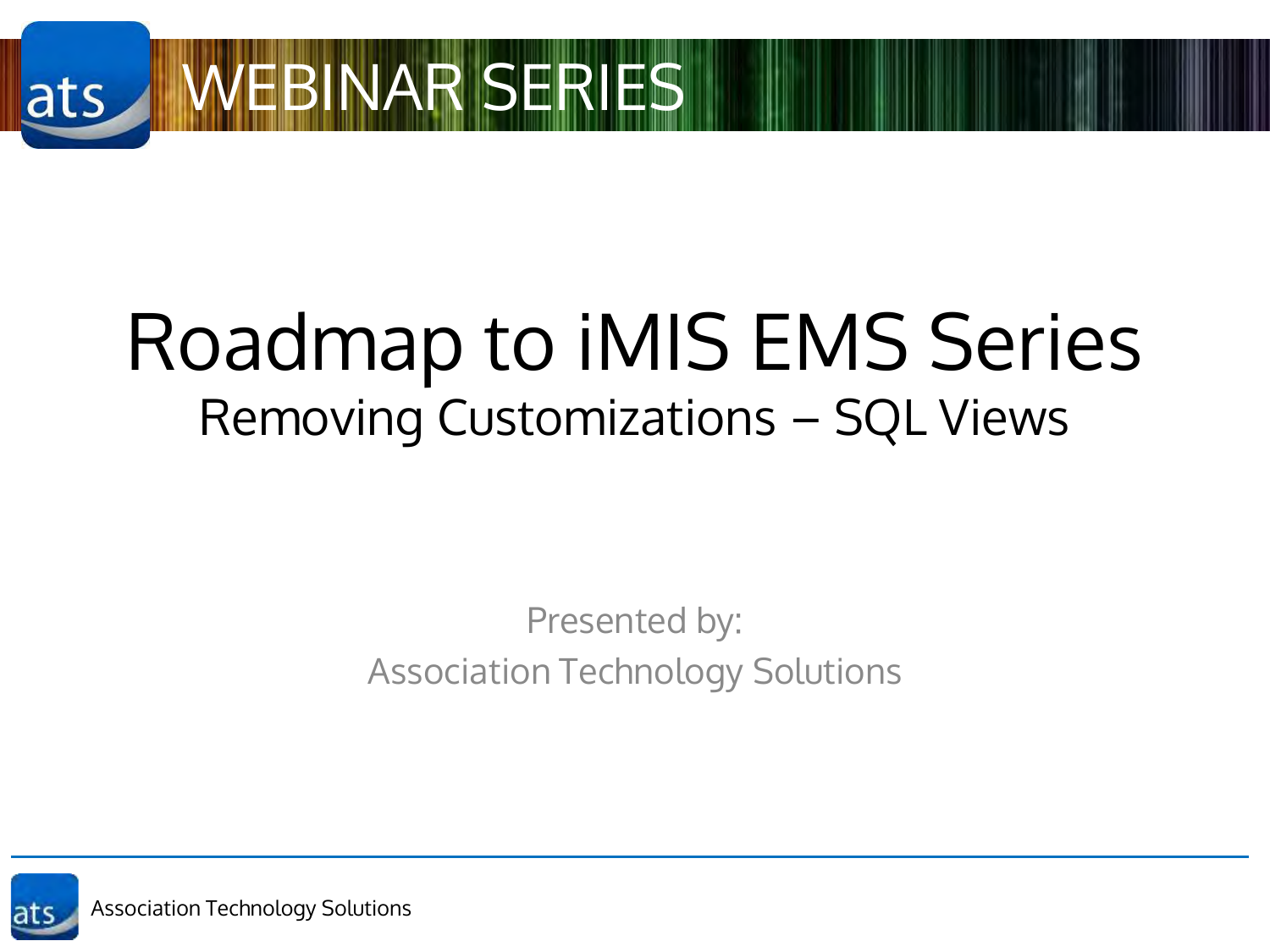WEBINAR SERIES

# Roadmap to iMIS EMS Series

## Removing Customizations – SQL Views

Presented by:
Association Technology Solutions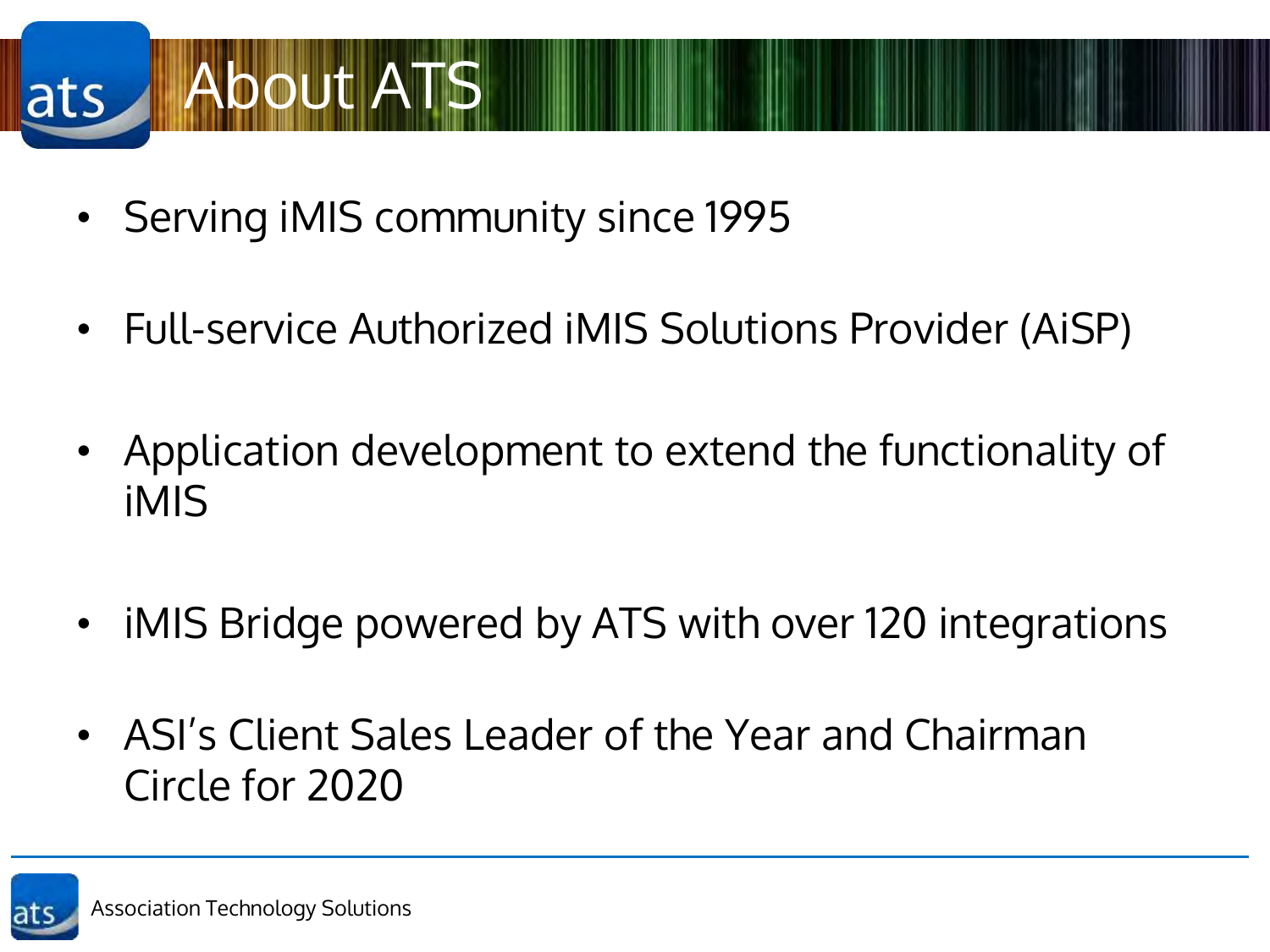# About ATS

- Serving iMIS community since 1995
- Full-service Authorized iMIS Solutions Provider (AiSP)
- Application development to extend the functionality of iMIS
- iMIS Bridge powered by ATS with over 120 integrations
- ASI's Client Sales Leader of the Year and Chairman Circle for 2020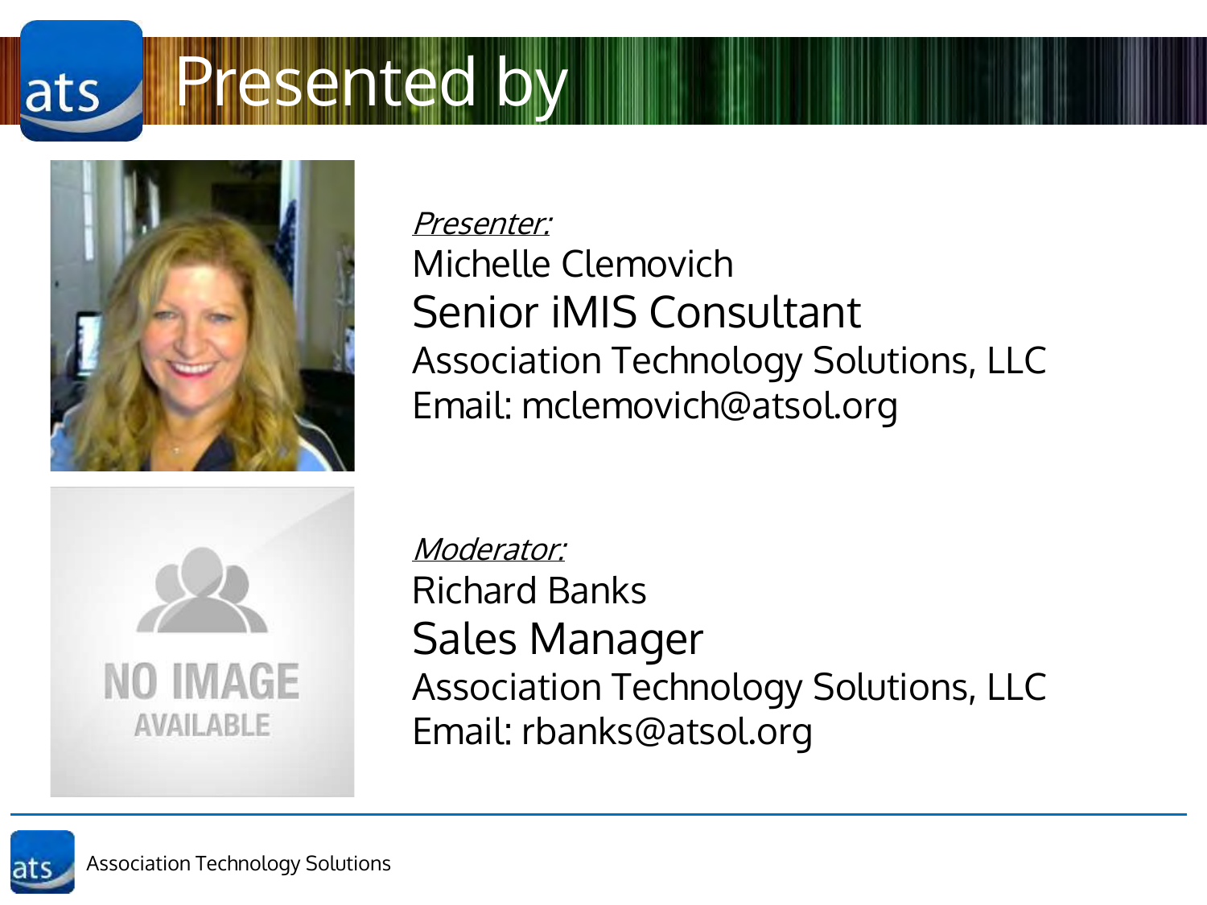# Presented by

*Presenter:*

Michelle Clemovich

Senior iMIS Consultant

Association Technology Solutions, LLC

Email: mclemovich@atsol.org

*Moderator:*

Richard Banks

Sales Manager

Association Technology Solutions, LLC

Email: rbanks@atsol.org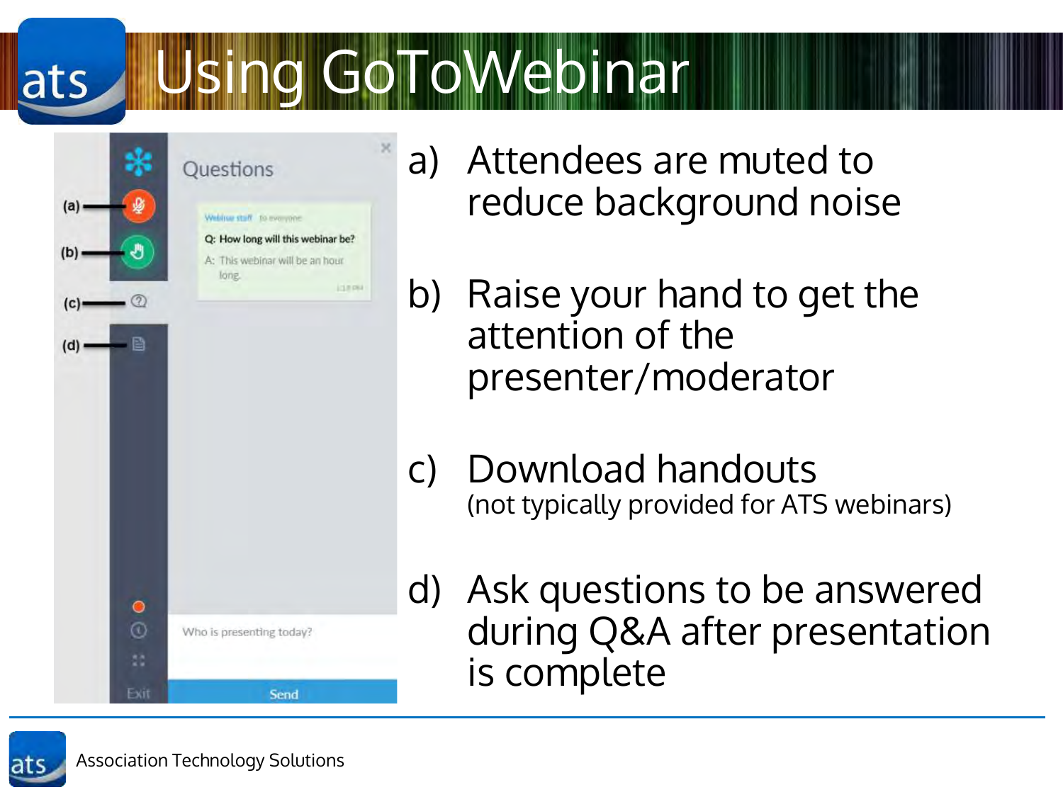# Using GoToWebinar

a) Attendees are muted to reduce background noise

b) Raise your hand to get the attention of the presenter/moderator

c) Download handouts
(not typically provided for ATS webinars)

d) Ask questions to be answered during Q&A after presentation is complete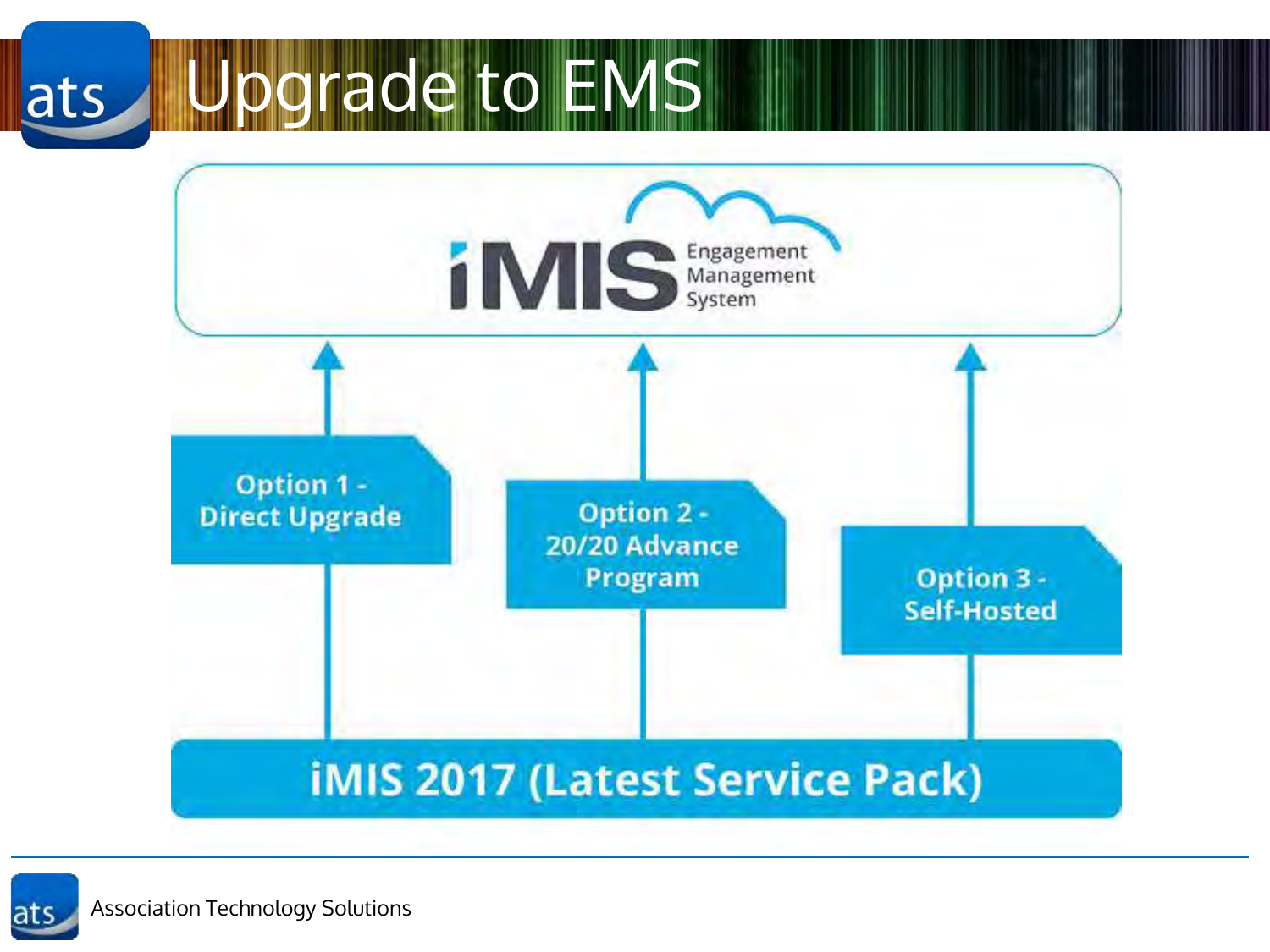# Upgrade to EMS

iMIS Engagement Management System

Option 1 - Direct Upgrade

Option 2 - 20/20 Advance Program

Option 3 - Self-Hosted

iMIS 2017 (Latest Service Pack)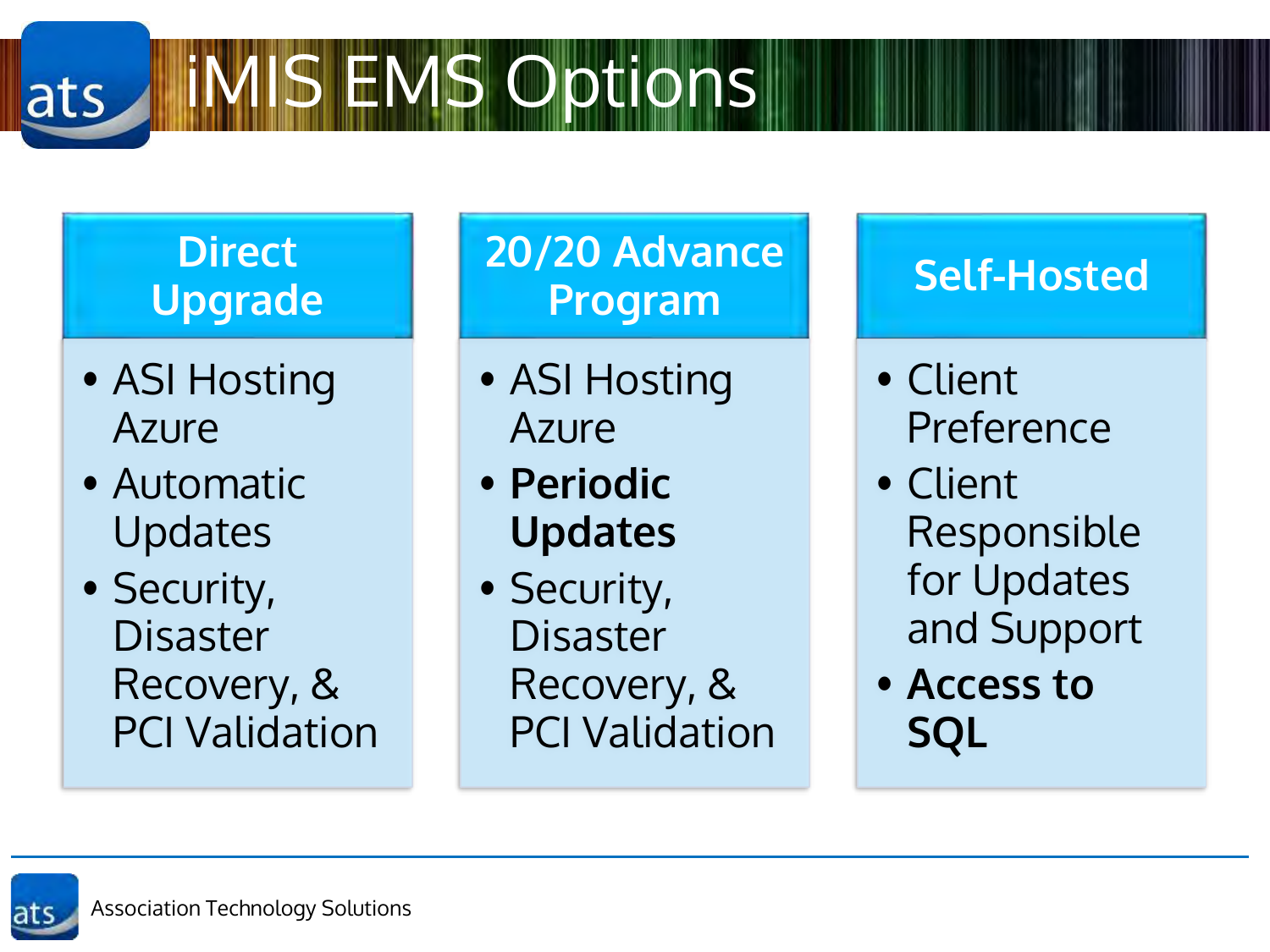# iMIS EMS Options

## Direct Upgrade

- ASI Hosting Azure
- Automatic Updates
- Security, Disaster Recovery, & PCI Validation

## 20/20 Advance Program

- ASI Hosting Azure
- **Periodic Updates**
- Security, Disaster Recovery, & PCI Validation

## Self-Hosted

- Client Preference
- Client Responsible for Updates and Support
- **Access to SQL**

Association Technology Solutions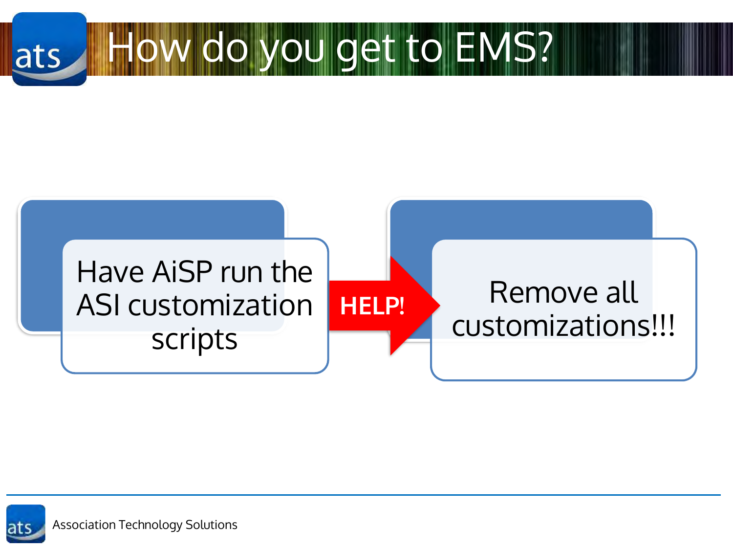# How do you get to EMS?

Have AiSP run the ASI customization scripts

**HELP!**

Remove all customizations!!!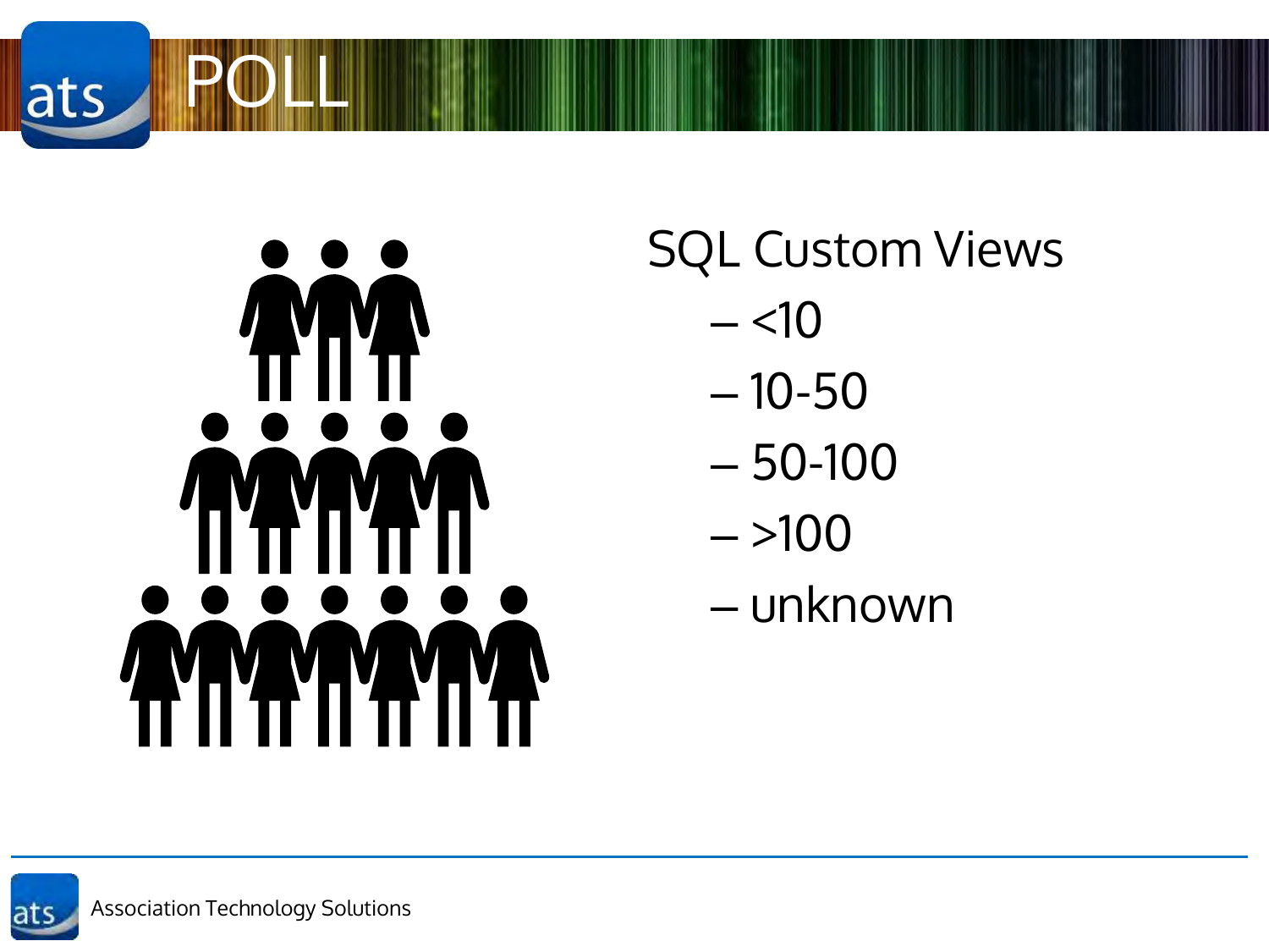# POLL

SQL Custom Views

- <10
- 10-50
- 50-100
- >100
- unknown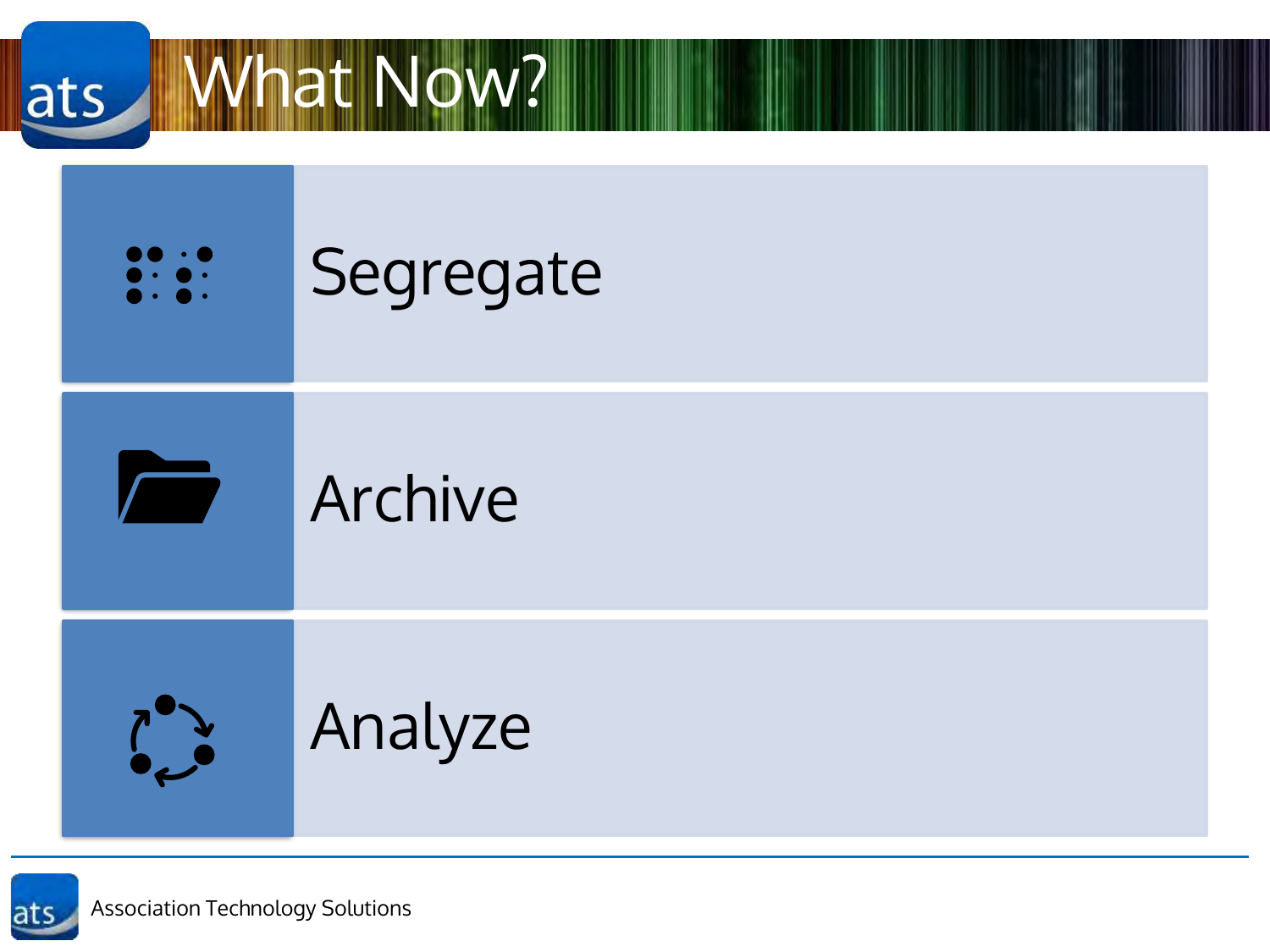# What Now?

- Segregate
- Archive
- Analyze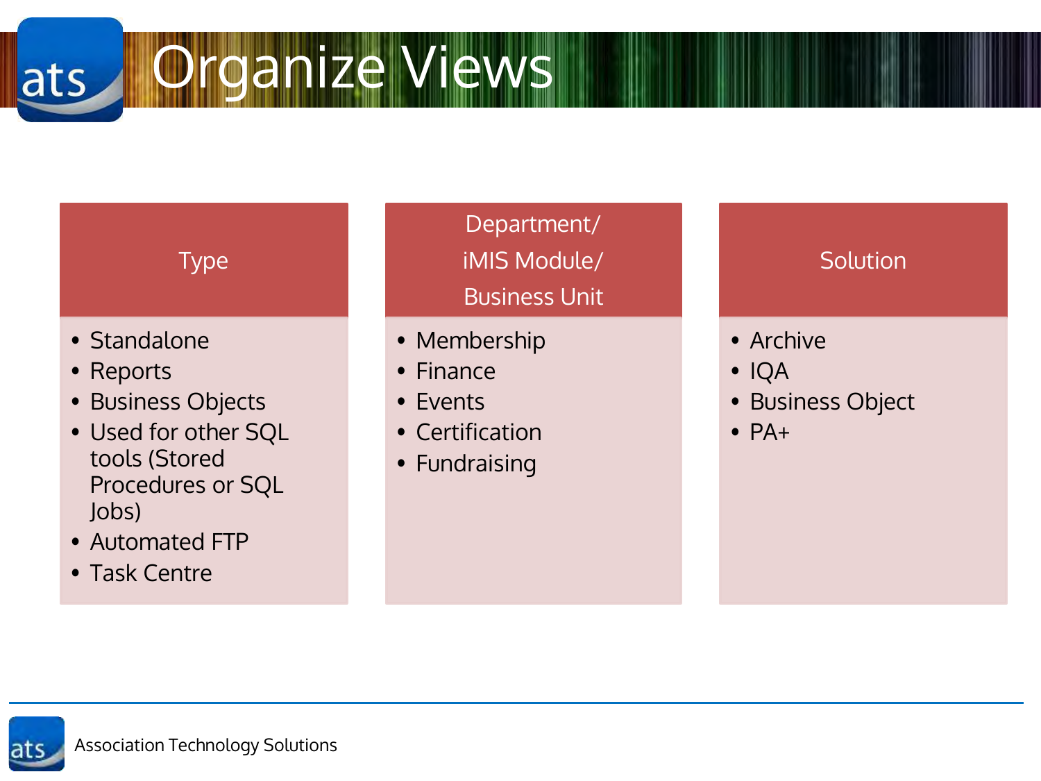# Organize Views

| Type | Department/ iMIS Module/ Business Unit | Solution |
| --- | --- | --- |
| • Standalone<br>• Reports<br>• Business Objects<br>• Used for other SQL tools (Stored Procedures or SQL Jobs)<br>• Automated FTP<br>• Task Centre | • Membership<br>• Finance<br>• Events<br>• Certification<br>• Fundraising | • Archive<br>• IQA<br>• Business Object<br>• PA+ |

Association Technology Solutions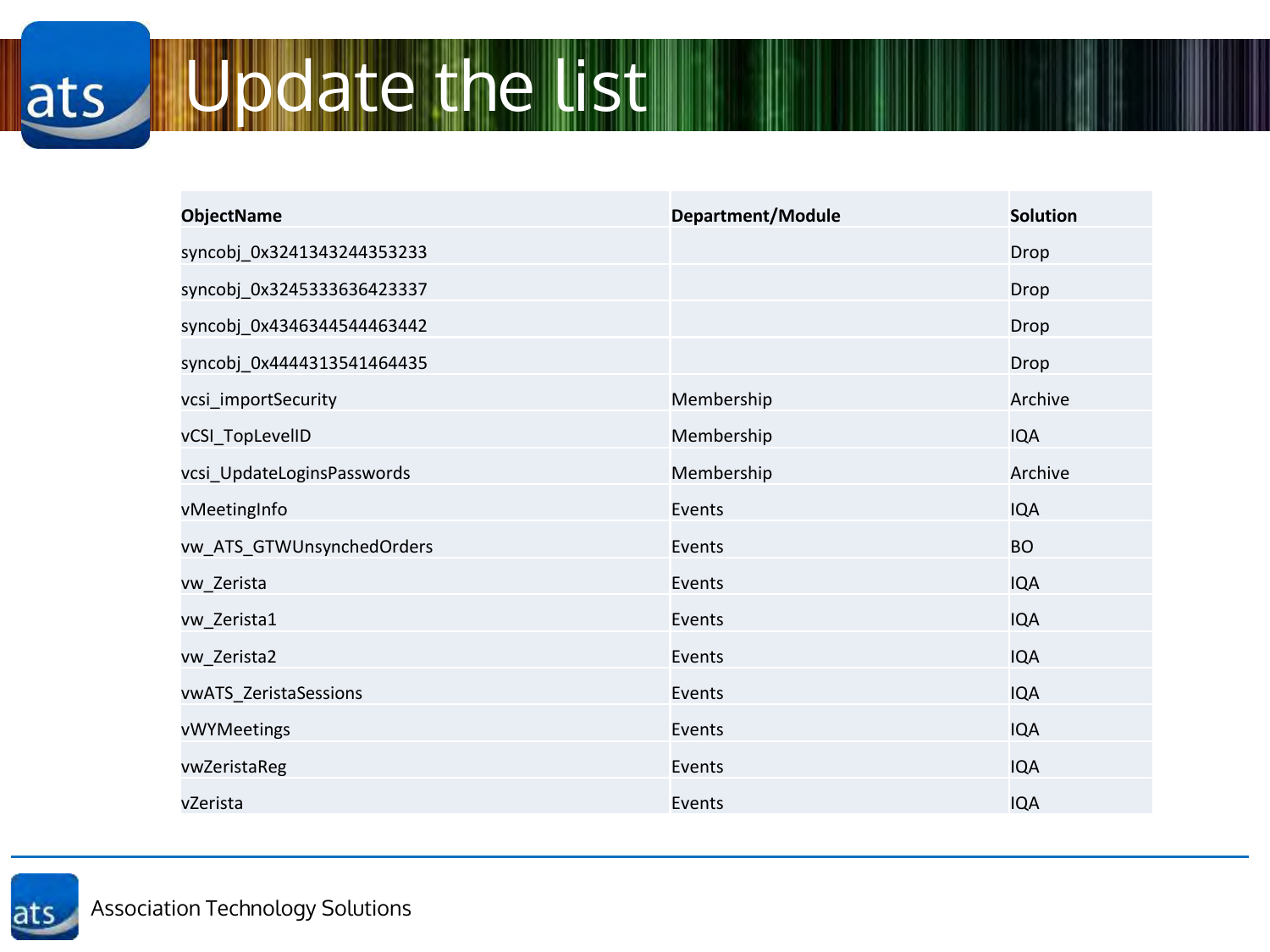# Update the list

| ObjectName | Department/Module | Solution |
|---|---|---|
| syncobj_0x3241343244353233 | | Drop |
| syncobj_0x3245333636423337 | | Drop |
| syncobj_0x4346344544463442 | | Drop |
| syncobj_0x4444313541464435 | | Drop |
| vcsi_importSecurity | Membership | Archive |
| vCSI_TopLevelID | Membership | IQA |
| vcsi_UpdateLoginsPasswords | Membership | Archive |
| vMeetingInfo | Events | IQA |
| vw_ATS_GTWUnsynchedOrders | Events | BO |
| vw_Zerista | Events | IQA |
| vw_Zerista1 | Events | IQA |
| vw_Zerista2 | Events | IQA |
| vwATS_ZeristaSessions | Events | IQA |
| vWYMeetings | Events | IQA |
| vwZeristaReg | Events | IQA |
| vZerista | Events | IQA |

Association Technology Solutions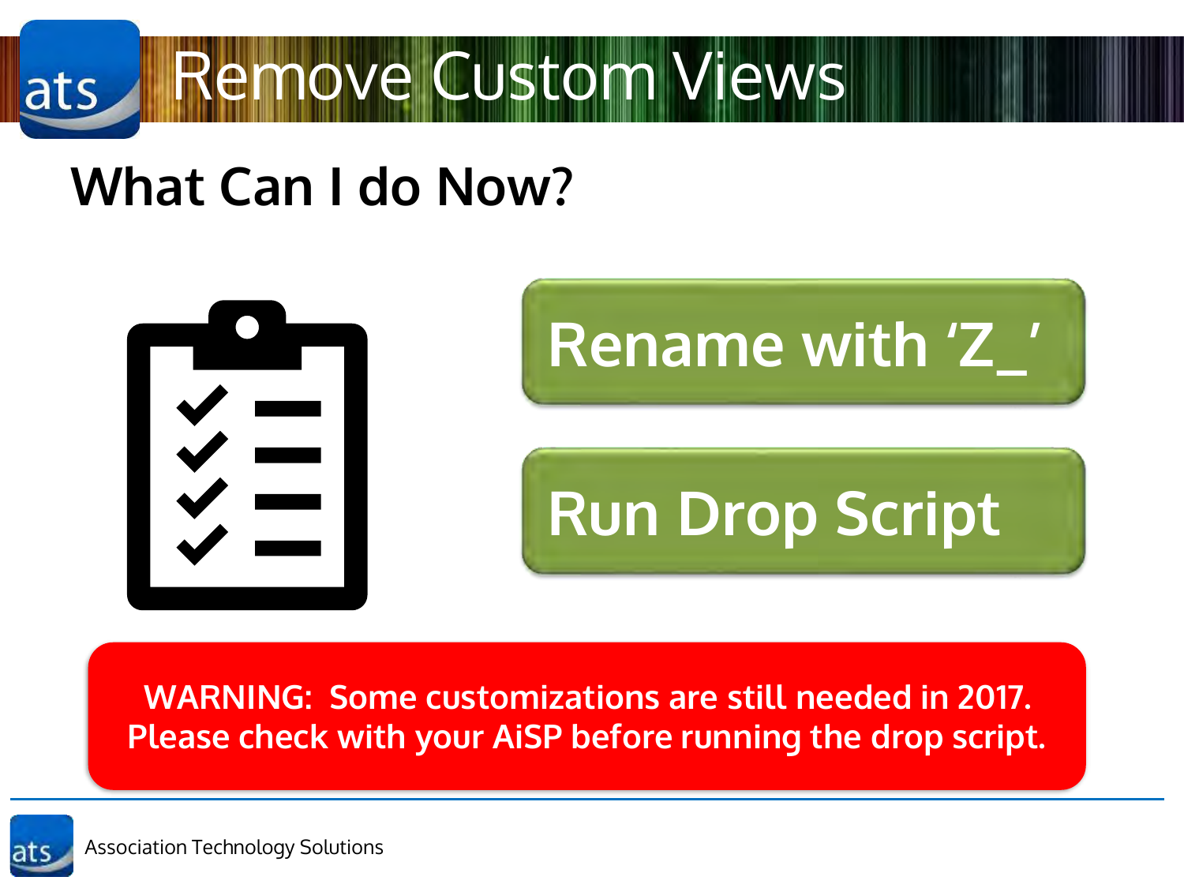# Remove Custom Views

## What Can I do Now?

**Rename with 'Z_'**

**Run Drop Script**

**WARNING: Some customizations are still needed in 2017. Please check with your AiSP before running the drop script.**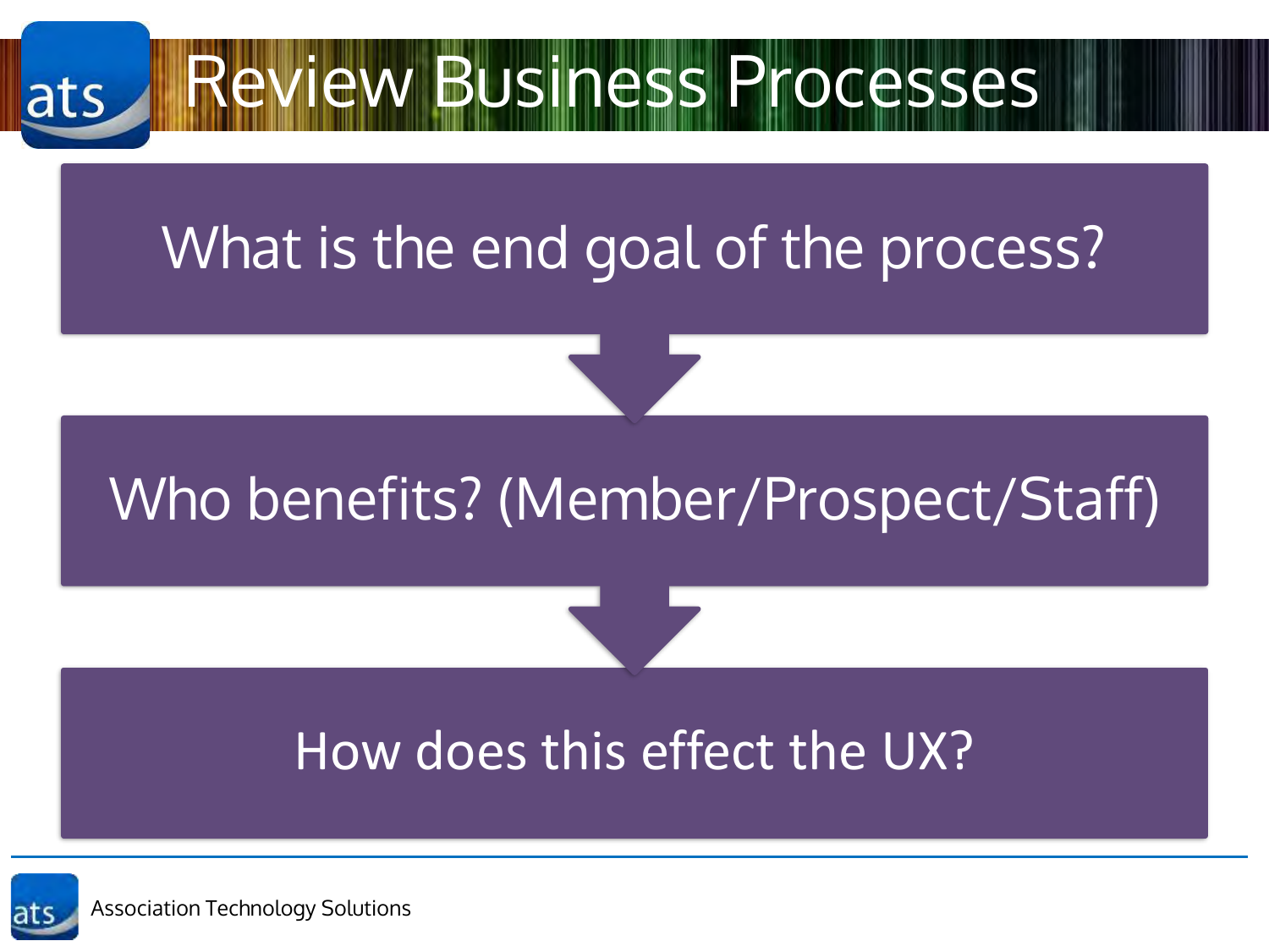# Review Business Processes

What is the end goal of the process?

Who benefits? (Member/Prospect/Staff)

How does this effect the UX?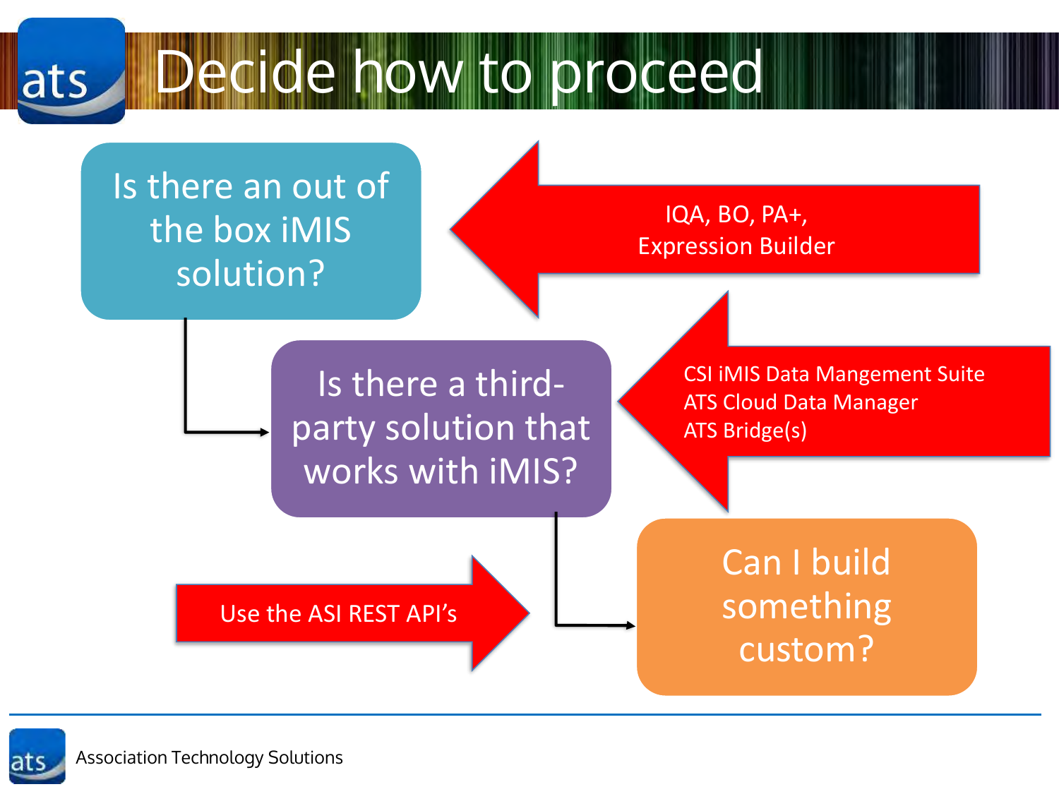# Decide how to proceed

Is there an out of the box iMIS solution?

IQA, BO, PA+, Expression Builder

Is there a third-party solution that works with iMIS?

CSI iMIS Data Mangement Suite
ATS Cloud Data Manager
ATS Bridge(s)

Can I build something custom?

Use the ASI REST API's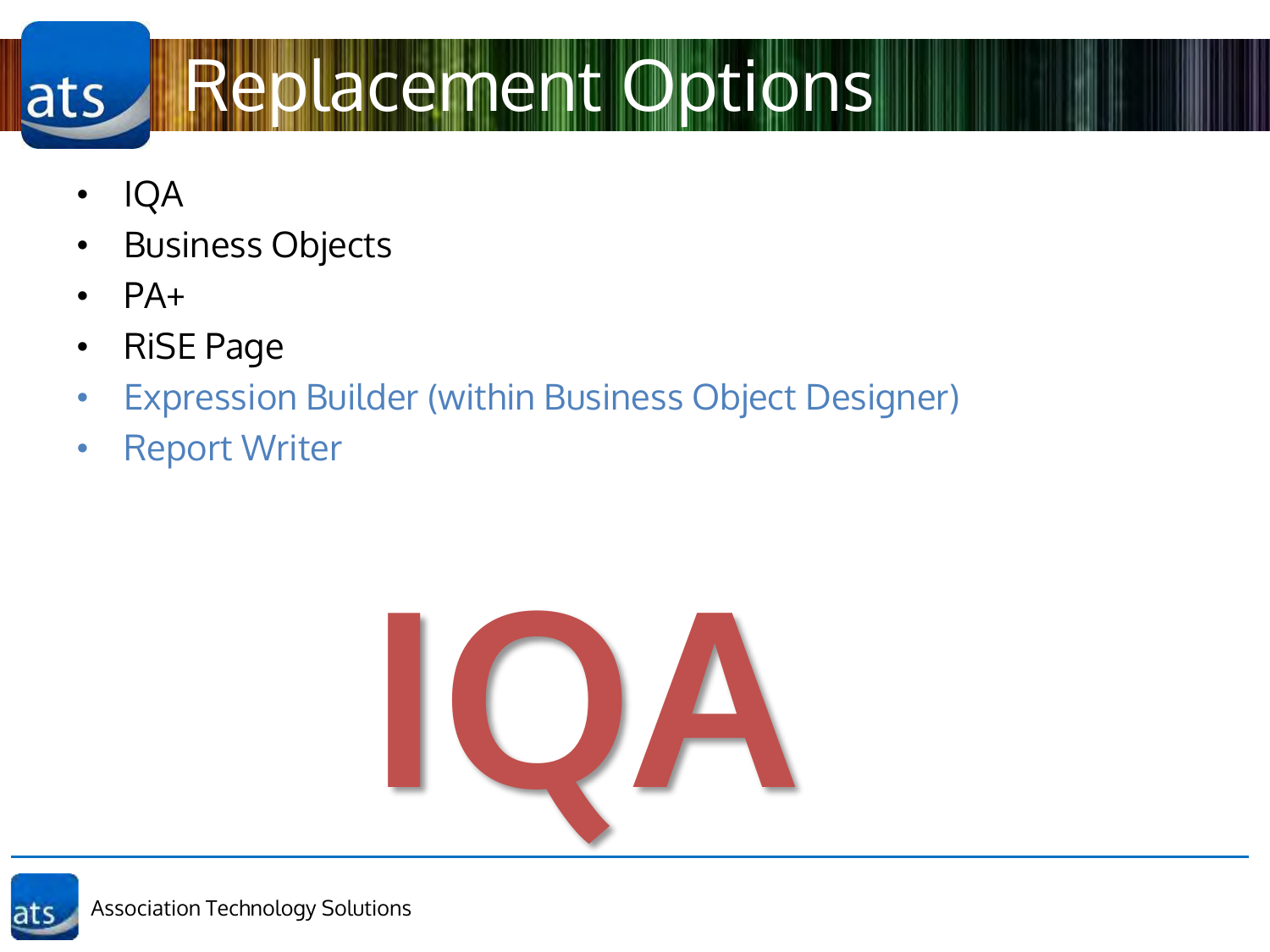# Replacement Options

- IQA
- Business Objects
- PA+
- RiSE Page
- Expression Builder (within Business Object Designer)
- Report Writer

IQA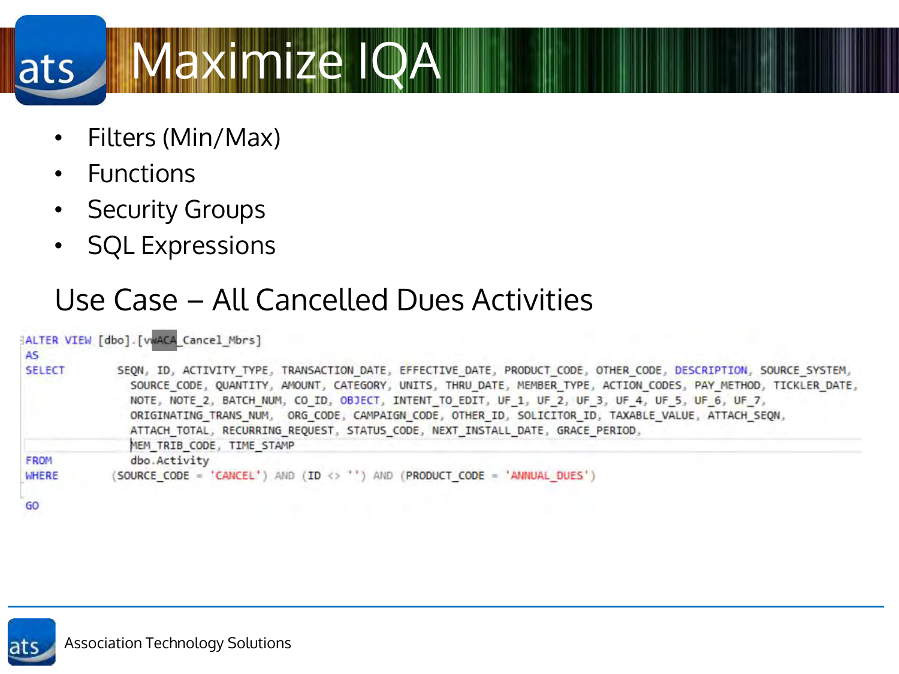# Maximize IQA

- Filters (Min/Max)
- Functions
- Security Groups
- SQL Expressions

## Use Case – All Cancelled Dues Activities

```
ALTER VIEW [dbo].[vwACA_Cancel_Mbrs]
AS
SELECT      SEQN, ID, ACTIVITY_TYPE, TRANSACTION_DATE, EFFECTIVE_DATE, PRODUCT_CODE, OTHER_CODE, DESCRIPTION, SOURCE_SYSTEM,
              SOURCE_CODE, QUANTITY, AMOUNT, CATEGORY, UNITS, THRU_DATE, MEMBER_TYPE, ACTION_CODES, PAY_METHOD, TICKLER_DATE,
              NOTE, NOTE_2, BATCH_NUM, CO_ID, OBJECT, INTENT_TO_EDIT, UF_1, UF_2, UF_3, UF_4, UF_5, UF_6, UF_7,
              ORIGINATING_TRANS_NUM,  ORG_CODE, CAMPAIGN_CODE, OTHER_ID, SOLICITOR_ID, TAXABLE_VALUE, ATTACH_SEQN,
              ATTACH_TOTAL, RECURRING_REQUEST, STATUS_CODE, NEXT_INSTALL_DATE, GRACE_PERIOD,
              MEM_TRIB_CODE, TIME_STAMP
FROM          dbo.Activity
WHERE        (SOURCE_CODE = 'CANCEL') AND (ID <> '') AND (PRODUCT_CODE = 'ANNUAL_DUES')

GO
```

Association Technology Solutions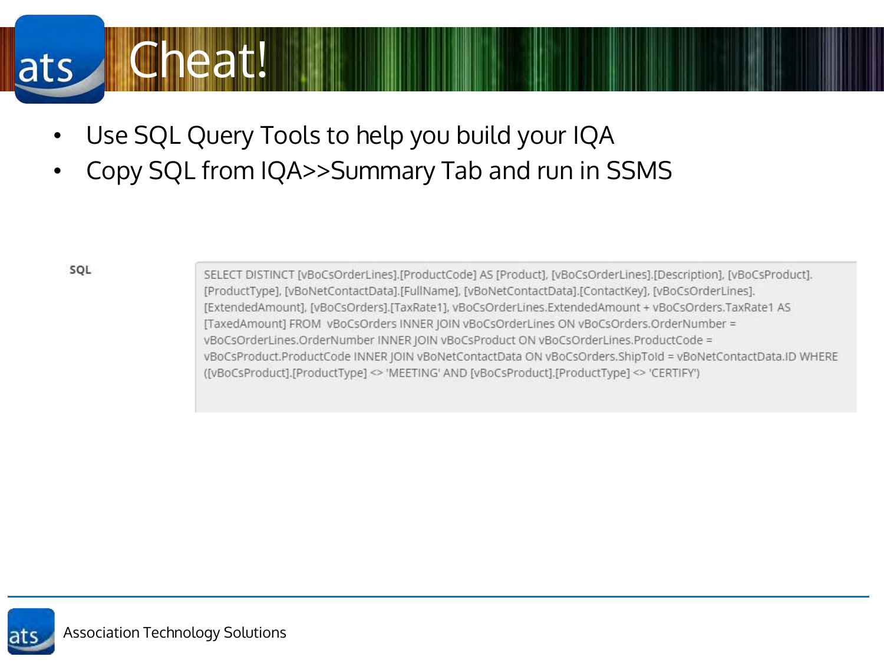# Cheat!

- Use SQL Query Tools to help you build your IQA
- Copy SQL from IQA>>Summary Tab and run in SSMS

**SQL**

```
SELECT DISTINCT [vBoCsOrderLines].[ProductCode] AS [Product], [vBoCsOrderLines].[Description], [vBoCsProduct].[ProductType], [vBoNetContactData].[FullName], [vBoNetContactData].[ContactKey], [vBoCsOrderLines].[ExtendedAmount], [vBoCsOrders].[TaxRate1], vBoCsOrderLines.ExtendedAmount + vBoCsOrders.TaxRate1 AS [TaxedAmount] FROM  vBoCsOrders INNER JOIN vBoCsOrderLines ON vBoCsOrders.OrderNumber = vBoCsOrderLines.OrderNumber INNER JOIN vBoCsProduct ON vBoCsOrderLines.ProductCode = vBoCsProduct.ProductCode INNER JOIN vBoNetContactData ON vBoCsOrders.ShipToId = vBoNetContactData.ID WHERE ([vBoCsProduct].[ProductType] <> 'MEETING' AND [vBoCsProduct].[ProductType] <> 'CERTIFY')
```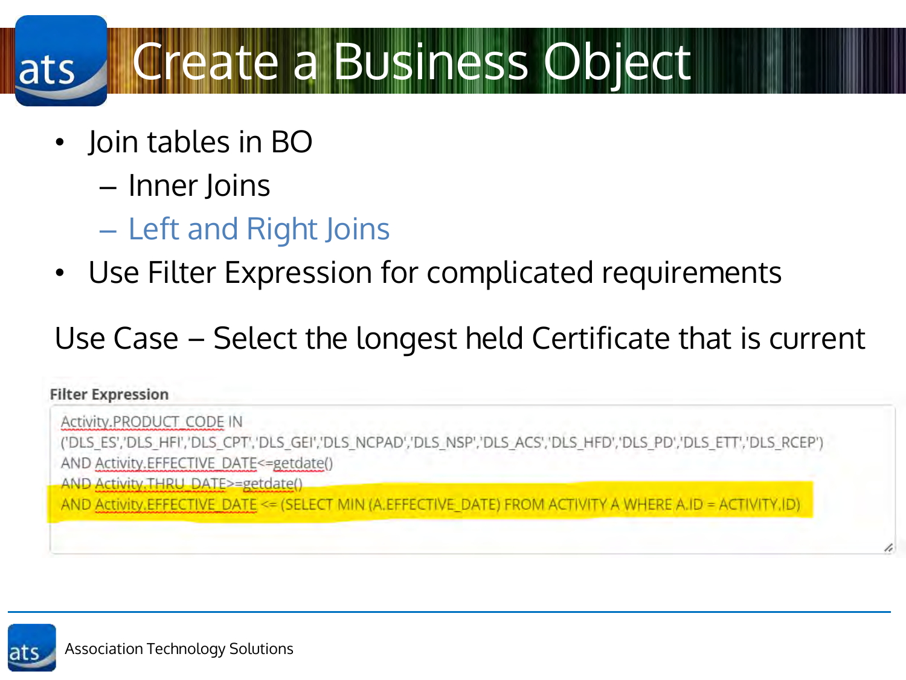# Create a Business Object

- Join tables in BO
  - Inner Joins
  - Left and Right Joins
- Use Filter Expression for complicated requirements

Use Case – Select the longest held Certificate that is current

**Filter Expression**

```
Activity.PRODUCT_CODE IN
('DLS_ES','DLS_HFI','DLS_CPT','DLS_GEI','DLS_NCPAD','DLS_NSP','DLS_ACS','DLS_HFD','DLS_PD','DLS_ETT','DLS_RCEP')
AND Activity.EFFECTIVE_DATE<=getdate()
AND Activity.THRU_DATE>=getdate()
AND Activity.EFFECTIVE_DATE <= (SELECT MIN (A.EFFECTIVE_DATE) FROM ACTIVITY A WHERE A.ID = ACTIVITY.ID)
```

Association Technology Solutions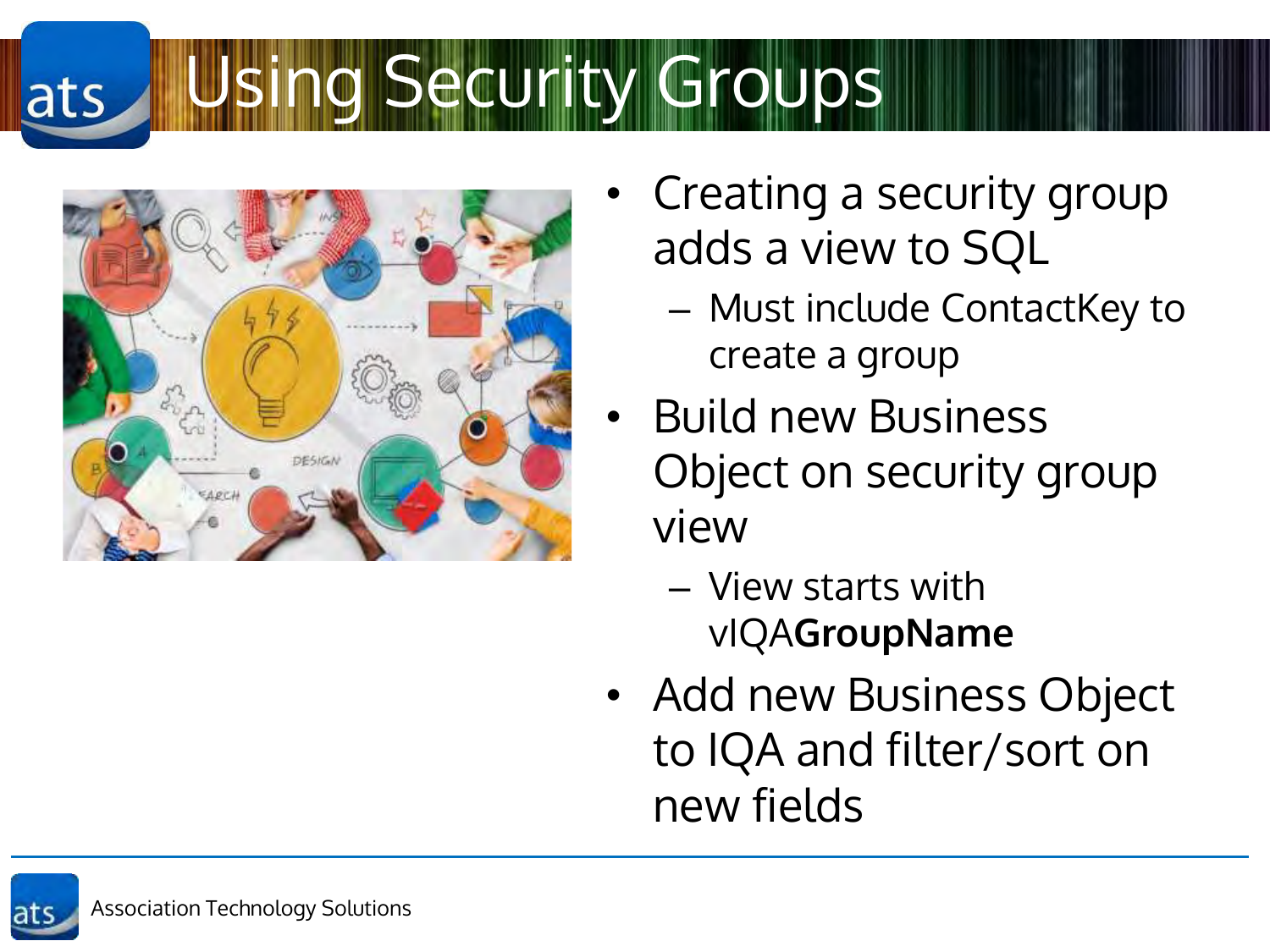# Using Security Groups

- Creating a security group adds a view to SQL
  - Must include ContactKey to create a group
- Build new Business Object on security group view
  - View starts with vIQA**GroupName**
- Add new Business Object to IQA and filter/sort on new fields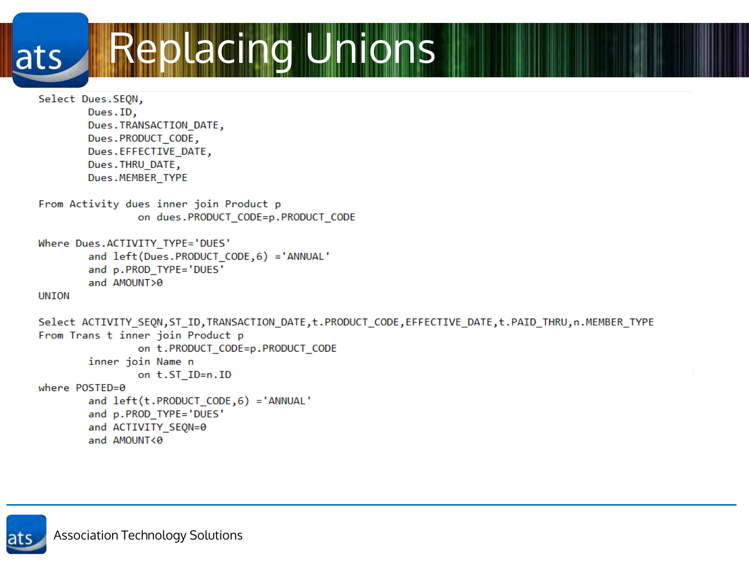# Replacing Unions

```
Select Dues.SEQN,
        Dues.ID,
        Dues.TRANSACTION_DATE,
        Dues.PRODUCT_CODE,
        Dues.EFFECTIVE_DATE,
        Dues.THRU_DATE,
        Dues.MEMBER_TYPE

From Activity dues inner join Product p
                on dues.PRODUCT_CODE=p.PRODUCT_CODE

Where Dues.ACTIVITY_TYPE='DUES'
        and left(Dues.PRODUCT_CODE,6) ='ANNUAL'
        and p.PROD_TYPE='DUES'
        and AMOUNT>0
UNION

Select ACTIVITY_SEQN,ST_ID,TRANSACTION_DATE,t.PRODUCT_CODE,EFFECTIVE_DATE,t.PAID_THRU,n.MEMBER_TYPE
From Trans t inner join Product p
                on t.PRODUCT_CODE=p.PRODUCT_CODE
        inner join Name n
                on t.ST_ID=n.ID
where POSTED=0
        and left(t.PRODUCT_CODE,6) ='ANNUAL'
        and p.PROD_TYPE='DUES'
        and ACTIVITY_SEQN=0
        and AMOUNT<0
```

Association Technology Solutions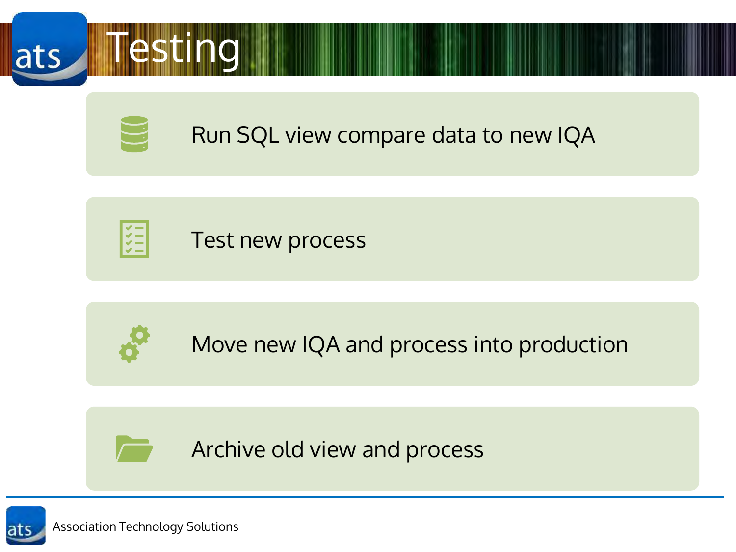# Testing

- Run SQL view compare data to new IQA
- Test new process
- Move new IQA and process into production
- Archive old view and process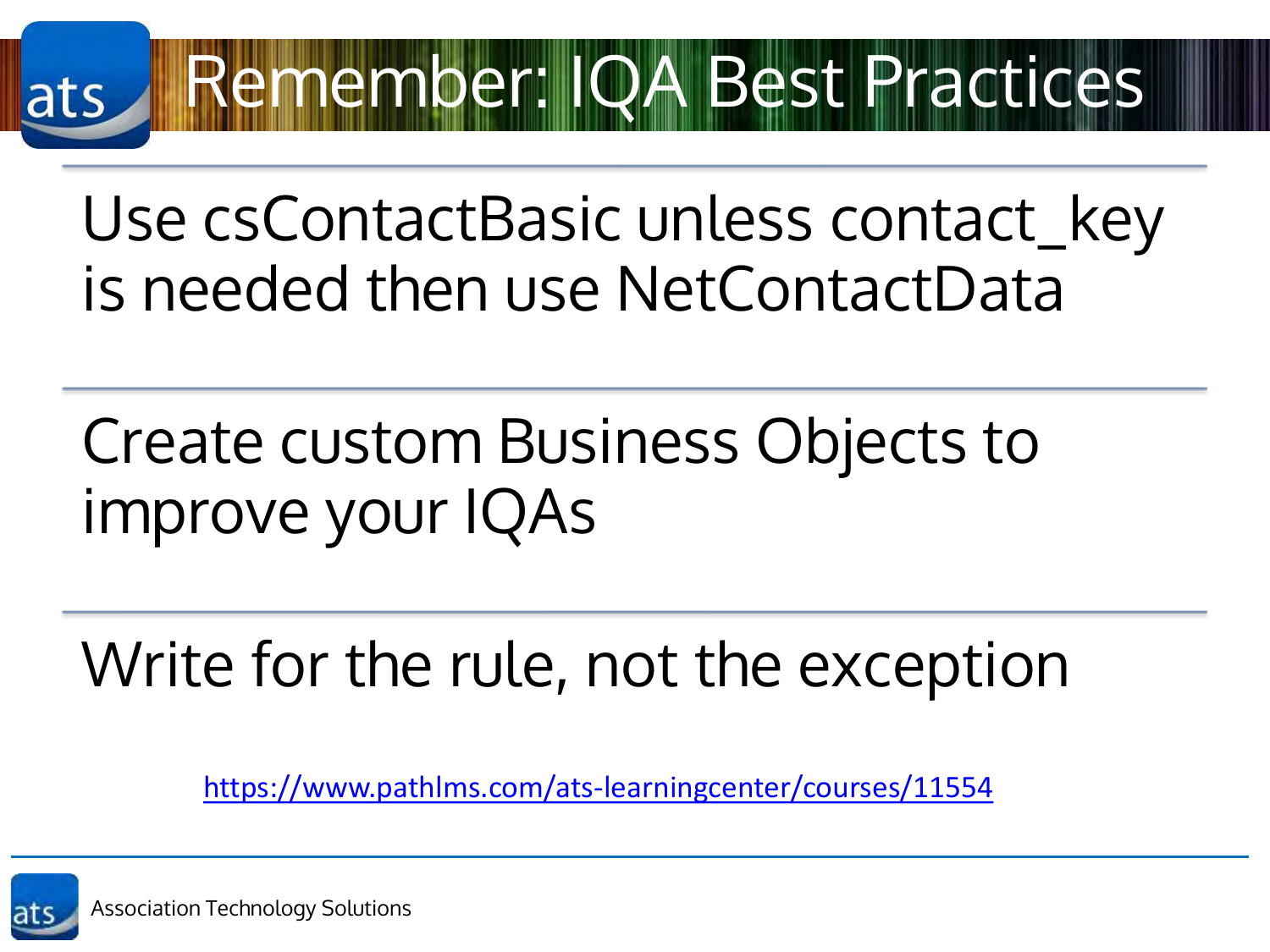# Remember: IQA Best Practices

Use csContactBasic unless contact_key is needed then use NetContactData

Create custom Business Objects to improve your IQAs

Write for the rule, not the exception

https://www.pathlms.com/ats-learningcenter/courses/11554

Association Technology Solutions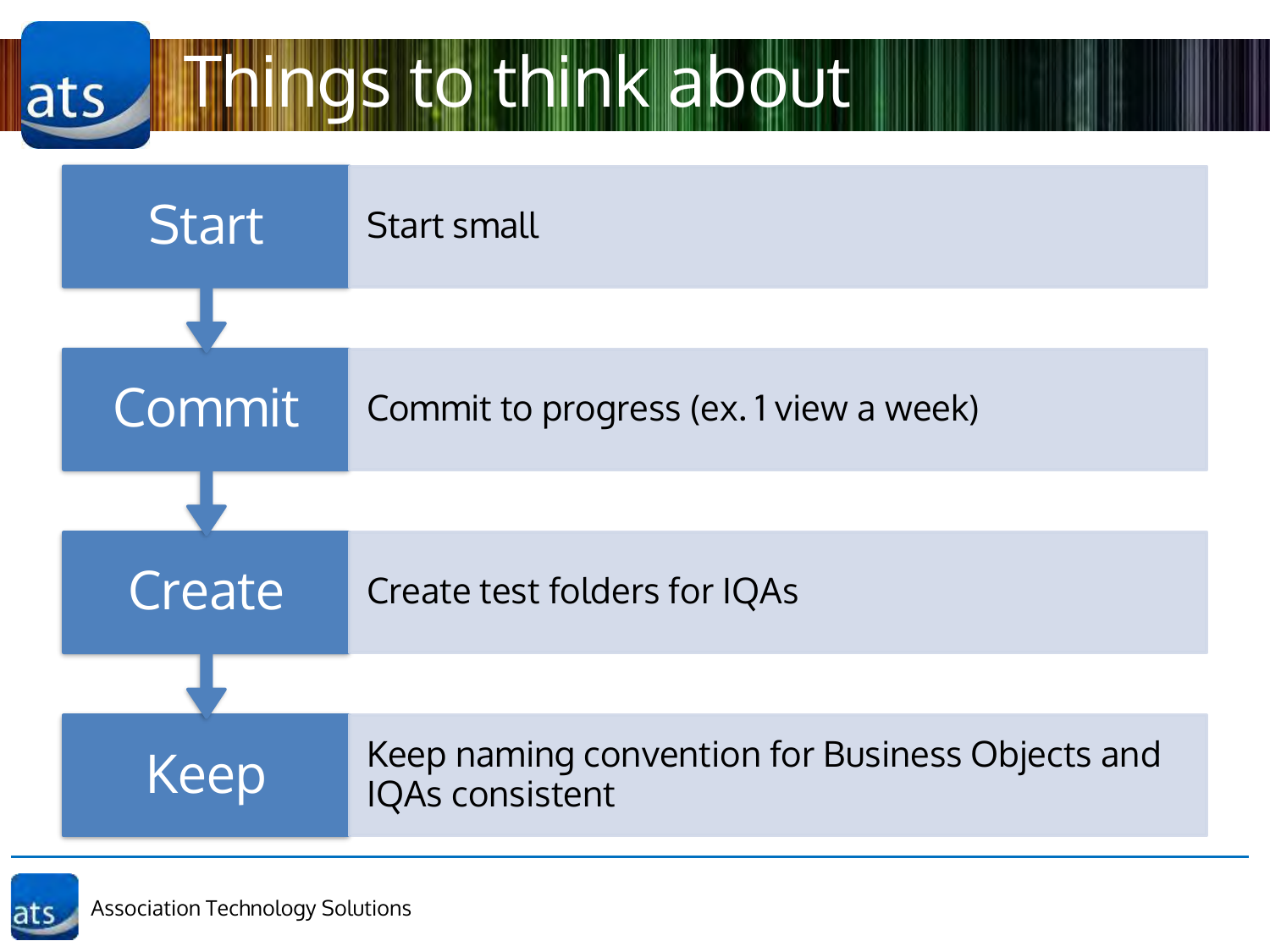# Things to think about

| Step | Description |
| --- | --- |
| Start | Start small |
| Commit | Commit to progress (ex. 1 view a week) |
| Create | Create test folders for IQAs |
| Keep | Keep naming convention for Business Objects and IQAs consistent |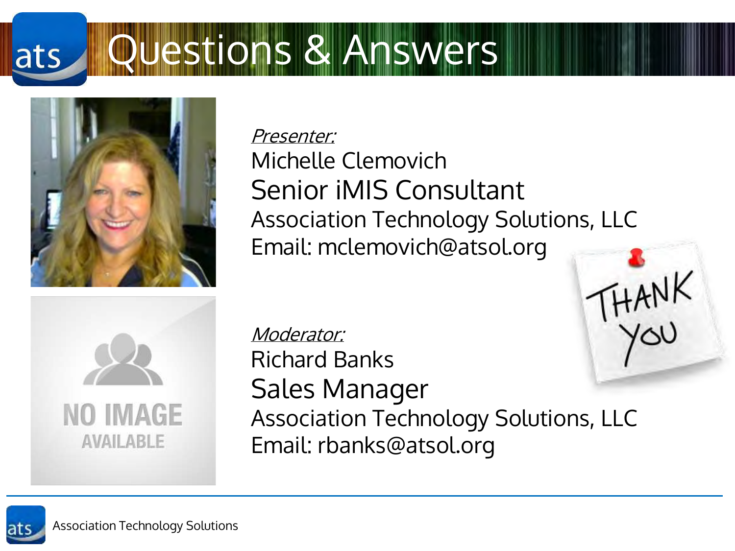# Questions & Answers

*Presenter:*

Michelle Clemovich

Senior iMIS Consultant

Association Technology Solutions, LLC

Email: mclemovich@atsol.org

*Moderator:*

Richard Banks

Sales Manager

Association Technology Solutions, LLC

Email: rbanks@atsol.org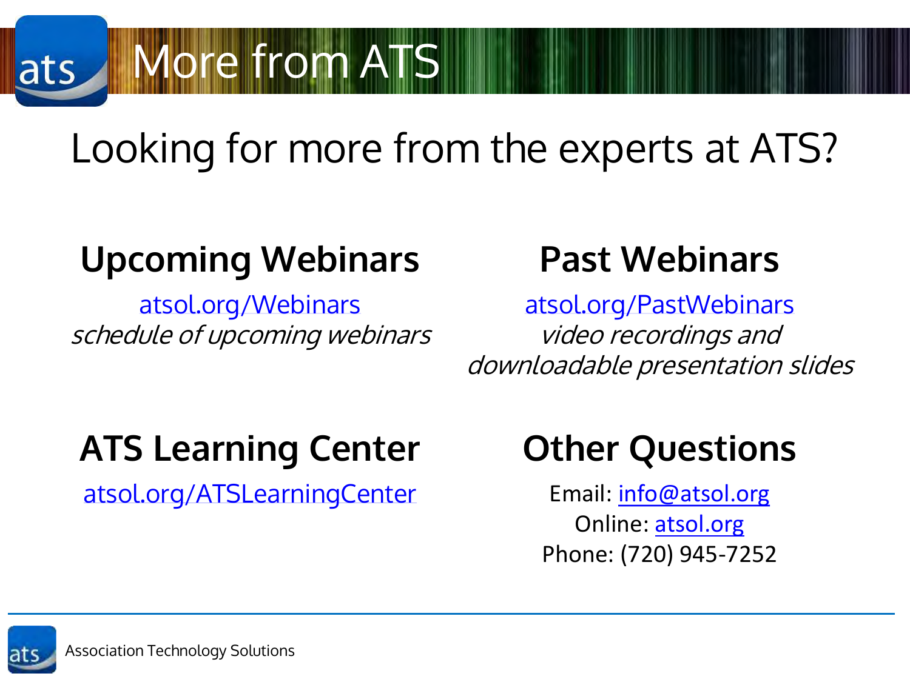# More from ATS

## Looking for more from the experts at ATS?

### Upcoming Webinars

atsol.org/Webinars
*schedule of upcoming webinars*

### Past Webinars

atsol.org/PastWebinars
*video recordings and downloadable presentation slides*

### ATS Learning Center

atsol.org/ATSLearningCenter

### Other Questions

Email: info@atsol.org
Online: atsol.org
Phone: (720) 945-7252

Association Technology Solutions